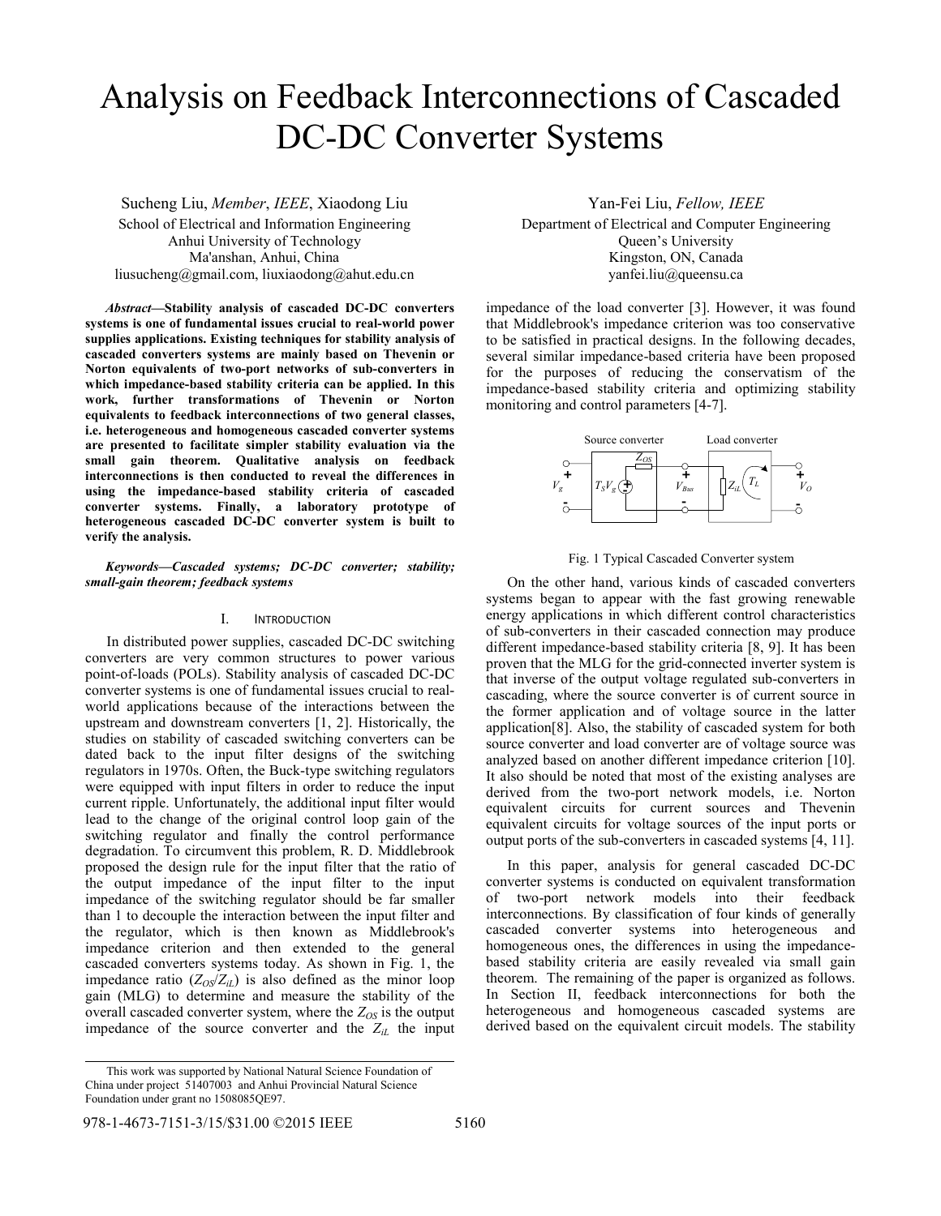# Analysis on Feedback Interconnections of Cascaded DC-DC Converter Systems

Sucheng Liu, *Member*, *IEEE*, Xiaodong Liu
School of Electrical and Information Engineering
Anhui University of Technology
Ma'anshan, Anhui, China
liusucheng@gmail.com, liuxiaodong@ahut.edu.cn

Yan-Fei Liu, *Fellow, IEEE*
Department of Electrical and Computer Engineering
Queen's University
Kingston, ON, Canada
yanfei.liu@queensu.ca

***Abstract*—Stability analysis of cascaded DC-DC converters systems is one of fundamental issues crucial to real-world power supplies applications. Existing techniques for stability analysis of cascaded converters systems are mainly based on Thevenin or Norton equivalents of two-port networks of sub-converters in which impedance-based stability criteria can be applied. In this work, further transformations of Thevenin or Norton equivalents to feedback interconnections of two general classes, i.e. heterogeneous and homogeneous cascaded converter systems are presented to facilitate simpler stability evaluation via the small gain theorem. Qualitative analysis on feedback interconnections is then conducted to reveal the differences in using the impedance-based stability criteria of cascaded converter systems. Finally, a laboratory prototype of heterogeneous cascaded DC-DC converter system is built to verify the analysis.**

***Keywords—Cascaded systems; DC-DC converter; stability; small-gain theorem; feedback systems***

## I. Introduction

In distributed power supplies, cascaded DC-DC switching converters are very common structures to power various point-of-loads (POLs). Stability analysis of cascaded DC-DC converter systems is one of fundamental issues crucial to real-world applications because of the interactions between the upstream and downstream converters [1, 2]. Historically, the studies on stability of cascaded switching converters can be dated back to the input filter designs of the switching regulators in 1970s. Often, the Buck-type switching regulators were equipped with input filters in order to reduce the input current ripple. Unfortunately, the additional input filter would lead to the change of the original control loop gain of the switching regulator and finally the control performance degradation. To circumvent this problem, R. D. Middlebrook proposed the design rule for the input filter that the ratio of the output impedance of the input filter to the input impedance of the switching regulator should be far smaller than 1 to decouple the interaction between the input filter and the regulator, which is then known as Middlebrook's impedance criterion and then extended to the general cascaded converters systems today. As shown in Fig. 1, the impedance ratio ($Z_{OS}/Z_{iL}$) is also defined as the minor loop gain (MLG) to determine and measure the stability of the overall cascaded converter system, where the $Z_{OS}$ is the output impedance of the source converter and the $Z_{iL}$ the input impedance of the load converter [3]. However, it was found that Middlebrook's impedance criterion was too conservative to be satisfied in practical designs. In the following decades, several similar impedance-based criteria have been proposed for the purposes of reducing the conservatism of the impedance-based stability criteria and optimizing stability monitoring and control parameters [4-7].

Source converter
Load converter
$Z_{OS}$
$V_g$
$T_S V_g$
$V_{Bus}$
$Z_{iL}$
$T_L$
$V_O$

Fig. 1 Typical Cascaded Converter system

On the other hand, various kinds of cascaded converters systems began to appear with the fast growing renewable energy applications in which different control characteristics of sub-converters in their cascaded connection may produce different impedance-based stability criteria [8, 9]. It has been proven that the MLG for the grid-connected inverter system is that inverse of the output voltage regulated sub-converters in cascading, where the source converter is of current source in the former application and of voltage source in the latter application[8]. Also, the stability of cascaded system for both source converter and load converter are of voltage source was analyzed based on another different impedance criterion [10]. It also should be noted that most of the existing analyses are derived from the two-port network models, i.e. Norton equivalent circuits for current sources and Thevenin equivalent circuits for voltage sources of the input ports or output ports of the sub-converters in cascaded systems [4, 11].

In this paper, analysis for general cascaded DC-DC converter systems is conducted on equivalent transformation of two-port network models into their feedback interconnections. By classification of four kinds of generally cascaded converter systems into heterogeneous and homogeneous ones, the differences in using the impedance-based stability criteria are easily revealed via small gain theorem. The remaining of the paper is organized as follows. In Section II, feedback interconnections for both the heterogeneous and homogeneous cascaded systems are derived based on the equivalent circuit models. The stability

This work was supported by National Natural Science Foundation of China under project 51407003 and Anhui Provincial Natural Science Foundation under grant no 1508085QE97.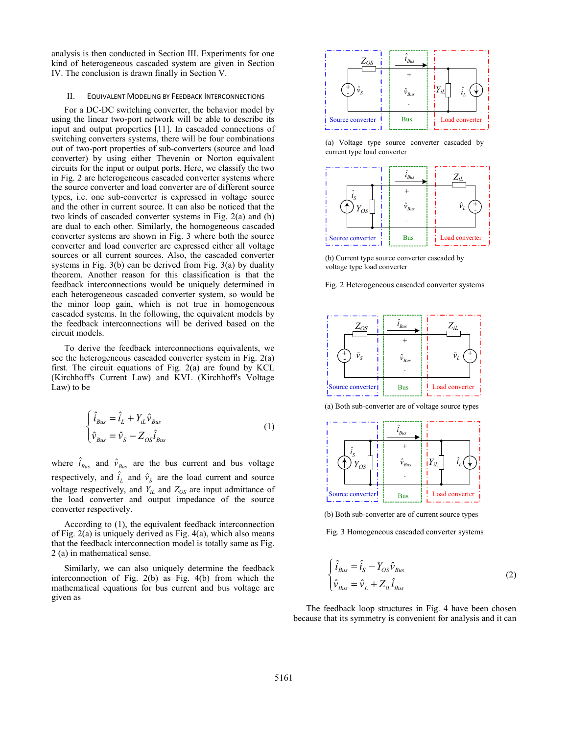analysis is then conducted in Section III. Experiments for one kind of heterogeneous cascaded system are given in Section IV. The conclusion is drawn finally in Section V.

## II. EQUIVALENT MODELING BY FEEDBACK INTERCONNECTIONS

For a DC-DC switching converter, the behavior model by using the linear two-port network will be able to describe its input and output properties [11]. In cascaded connections of switching converters systems, there will be four combinations out of two-port properties of sub-converters (source and load converter) by using either Thevenin or Norton equivalent circuits for the input or output ports. Here, we classify the two in Fig. 2 are heterogeneous cascaded converter systems where the source converter and load converter are of different source types, i.e. one sub-converter is expressed in voltage source and the other in current source. It can also be noticed that the two kinds of cascaded converter systems in Fig. 2(a) and (b) are dual to each other. Similarly, the homogeneous cascaded converter systems are shown in Fig. 3 where both the source converter and load converter are expressed either all voltage sources or all current sources. Also, the cascaded converter systems in Fig. 3(b) can be derived from Fig. 3(a) by duality theorem. Another reason for this classification is that the feedback interconnections would be uniquely determined in each heterogeneous cascaded converter system, so would be the minor loop gain, which is not true in homogeneous cascaded systems. In the following, the equivalent models by the feedback interconnections will be derived based on the circuit models.

To derive the feedback interconnections equivalents, we see the heterogeneous cascaded converter system in Fig. 2(a) first. The circuit equations of Fig. 2(a) are found by KCL (Kirchhoff's Current Law) and KVL (Kirchhoff's Voltage Law) to be

$$\begin{cases} \hat{i}_{Bus} = \hat{i}_L + Y_{iL}\hat{v}_{Bus} \\ \hat{v}_{Bus} = \hat{v}_S - Z_{OS}\hat{i}_{Bus} \end{cases} \quad (1)$$

where $\hat{i}_{Bus}$ and $\hat{v}_{Bus}$ are the bus current and bus voltage respectively, and $\hat{i}_L$ and $\hat{v}_S$ are the load current and source voltage respectively, and $Y_{iL}$ and $Z_{OS}$ are input admittance of the load converter and output impedance of the source converter respectively.

According to (1), the equivalent feedback interconnection of Fig. 2(a) is uniquely derived as Fig. 4(a), which also means that the feedback interconnection model is totally same as Fig. 2 (a) in mathematical sense.

Similarly, we can also uniquely determine the feedback interconnection of Fig. 2(b) as Fig. 4(b) from which the mathematical equations for bus current and bus voltage are given as

(a) Voltage type source converter cascaded by current type load converter

(b) Current type source converter cascaded by voltage type load converter

Fig. 2 Heterogeneous cascaded converter systems

(a) Both sub-converter are of voltage source types

(b) Both sub-converter are of current source types

Fig. 3 Homogeneous cascaded converter systems

$$\begin{cases} \hat{i}_{Bus} = \hat{i}_S - Y_{OS}\hat{v}_{Bus} \\ \hat{v}_{Bus} = \hat{v}_L + Z_{iL}\hat{i}_{Bus} \end{cases} \quad (2)$$

The feedback loop structures in Fig. 4 have been chosen because that its symmetry is convenient for analysis and it can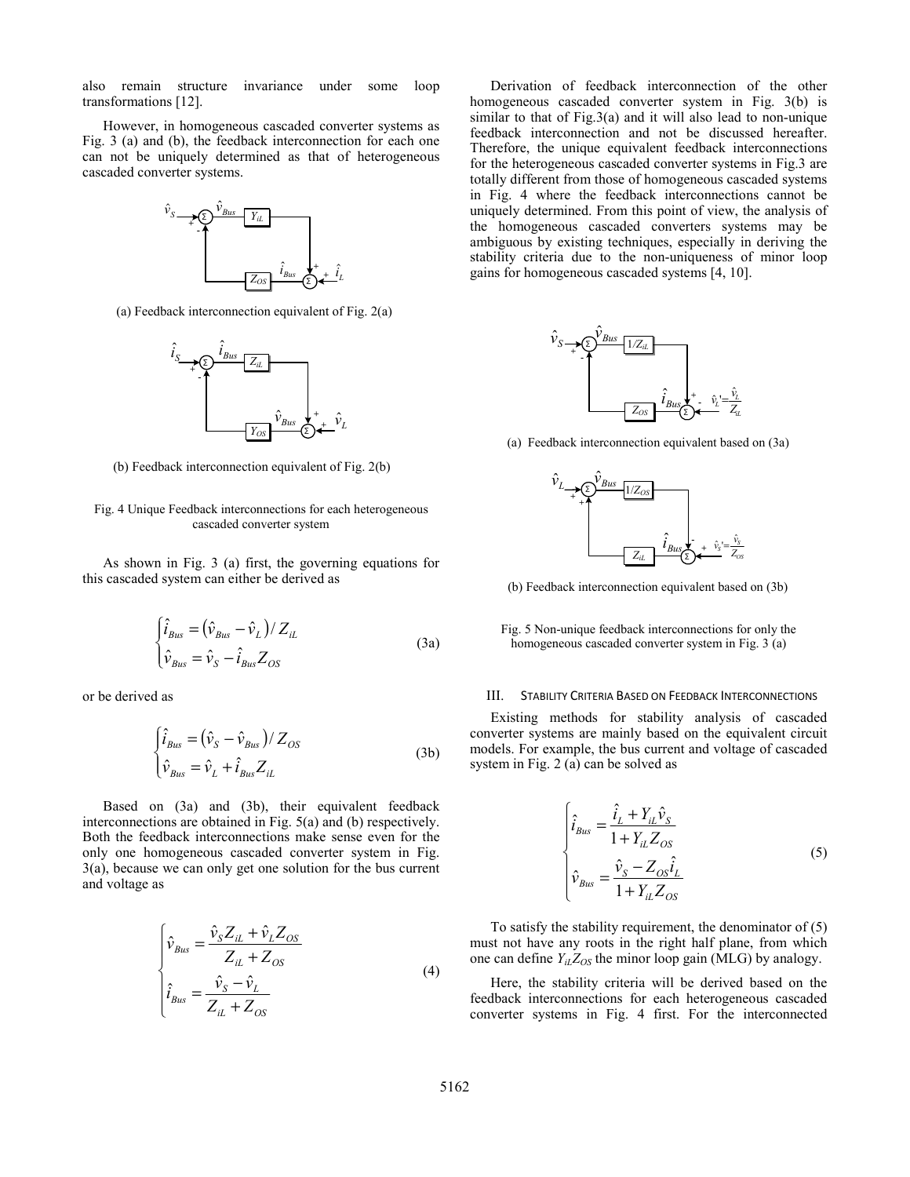also remain structure invariance under some loop transformations [12].

However, in homogeneous cascaded converter systems as Fig. 3 (a) and (b), the feedback interconnection for each one can not be uniquely determined as that of heterogeneous cascaded converter systems.

(a) Feedback interconnection equivalent of Fig. 2(a)

(b) Feedback interconnection equivalent of Fig. 2(b)

Fig. 4 Unique Feedback interconnections for each heterogeneous cascaded converter system

As shown in Fig. 3 (a) first, the governing equations for this cascaded system can either be derived as

$$\begin{cases} \hat{i}_{Bus} = \left(\hat{v}_{Bus} - \hat{v}_L\right)/Z_{iL} \\ \hat{v}_{Bus} = \hat{v}_S - \hat{i}_{Bus} Z_{OS} \end{cases} \tag{3a}$$

or be derived as

$$\begin{cases} \hat{i}_{Bus} = \left(\hat{v}_S - \hat{v}_{Bus}\right)/Z_{OS} \\ \hat{v}_{Bus} = \hat{v}_L + \hat{i}_{Bus} Z_{iL} \end{cases} \tag{3b}$$

Based on (3a) and (3b), their equivalent feedback interconnections are obtained in Fig. 5(a) and (b) respectively. Both the feedback interconnections make sense even for the only one homogeneous cascaded converter system in Fig. 3(a), because we can only get one solution for the bus current and voltage as

$$\begin{cases} \hat{v}_{Bus} = \dfrac{\hat{v}_S Z_{iL} + \hat{v}_L Z_{OS}}{Z_{iL} + Z_{OS}} \\ \hat{i}_{Bus} = \dfrac{\hat{v}_S - \hat{v}_L}{Z_{iL} + Z_{OS}} \end{cases} \tag{4}$$

Derivation of feedback interconnection of the other homogeneous cascaded converter system in Fig. 3(b) is similar to that of Fig.3(a) and it will also lead to non-unique feedback interconnection and not be discussed hereafter. Therefore, the unique equivalent feedback interconnections for the heterogeneous cascaded converter systems in Fig.3 are totally different from those of homogeneous cascaded systems in Fig. 4 where the feedback interconnections cannot be uniquely determined. From this point of view, the analysis of the homogeneous cascaded converters systems may be ambiguous by existing techniques, especially in deriving the stability criteria due to the non-uniqueness of minor loop gains for homogeneous cascaded systems [4, 10].

(a) Feedback interconnection equivalent based on (3a)

(b) Feedback interconnection equivalent based on (3b)

Fig. 5 Non-unique feedback interconnections for only the homogeneous cascaded converter system in Fig. 3 (a)

## III. Stability Criteria Based on Feedback Interconnections

Existing methods for stability analysis of cascaded converter systems are mainly based on the equivalent circuit models. For example, the bus current and voltage of cascaded system in Fig. 2 (a) can be solved as

$$\begin{cases} \hat{i}_{Bus} = \dfrac{\hat{i}_L + Y_{iL}\hat{v}_S}{1 + Y_{iL} Z_{OS}} \\ \hat{v}_{Bus} = \dfrac{\hat{v}_S - Z_{OS}\hat{i}_L}{1 + Y_{iL} Z_{OS}} \end{cases} \tag{5}$$

To satisfy the stability requirement, the denominator of (5) must not have any roots in the right half plane, from which one can define $Y_{iL}Z_{OS}$ the minor loop gain (MLG) by analogy.

Here, the stability criteria will be derived based on the feedback interconnections for each heterogeneous cascaded converter systems in Fig. 4 first. For the interconnected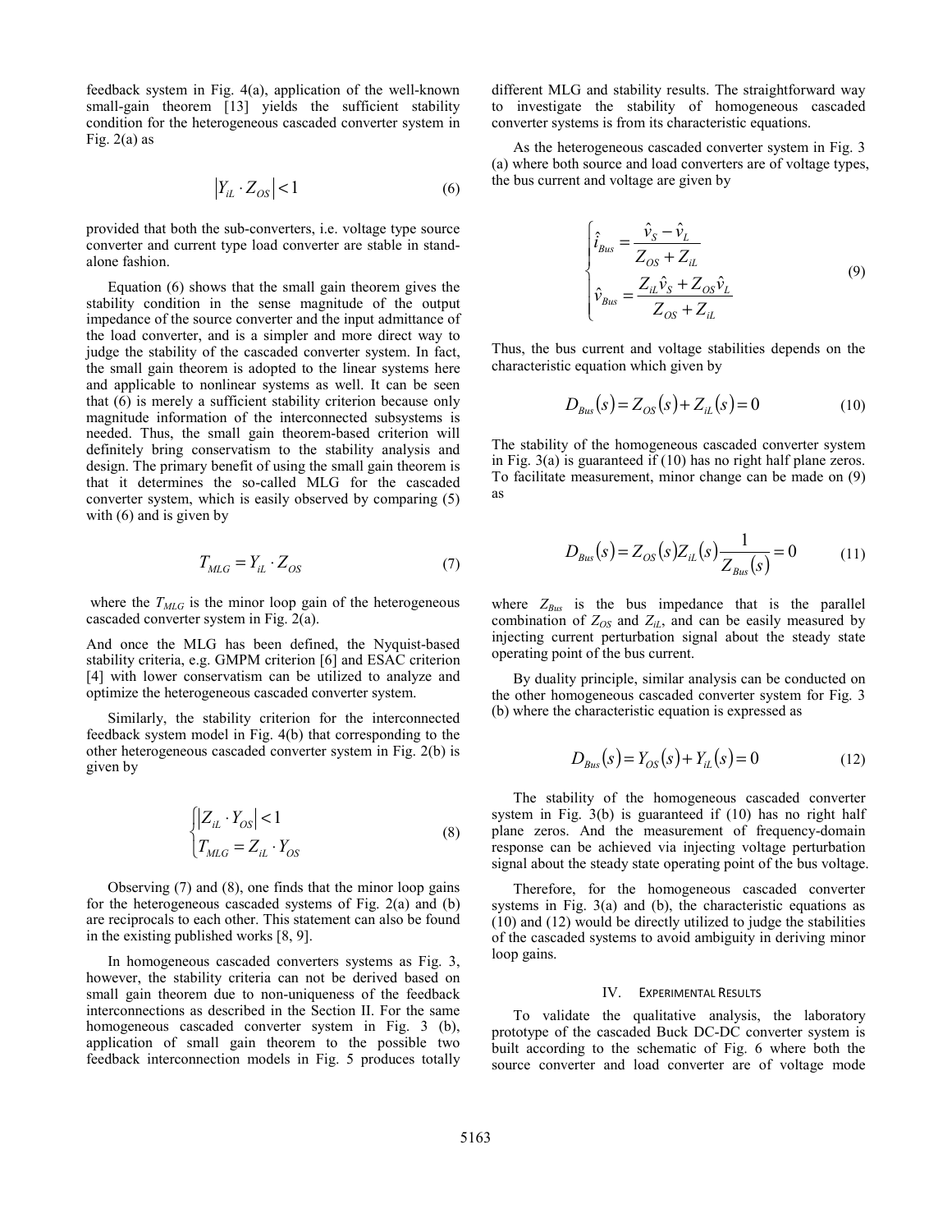feedback system in Fig. 4(a), application of the well-known small-gain theorem [13] yields the sufficient stability condition for the heterogeneous cascaded converter system in Fig. 2(a) as

$$\left|Y_{iL} \cdot Z_{OS}\right| < 1 \tag{6}$$

provided that both the sub-converters, i.e. voltage type source converter and current type load converter are stable in stand-alone fashion.

Equation (6) shows that the small gain theorem gives the stability condition in the sense magnitude of the output impedance of the source converter and the input admittance of the load converter, and is a simpler and more direct way to judge the stability of the cascaded converter system. In fact, the small gain theorem is adopted to the linear systems here and applicable to nonlinear systems as well. It can be seen that (6) is merely a sufficient stability criterion because only magnitude information of the interconnected subsystems is needed. Thus, the small gain theorem-based criterion will definitely bring conservatism to the stability analysis and design. The primary benefit of using the small gain theorem is that it determines the so-called MLG for the cascaded converter system, which is easily observed by comparing (5) with (6) and is given by

$$T_{MLG} = Y_{iL} \cdot Z_{OS} \tag{7}$$

where the $T_{MLG}$ is the minor loop gain of the heterogeneous cascaded converter system in Fig. 2(a).

And once the MLG has been defined, the Nyquist-based stability criteria, e.g. GMPM criterion [6] and ESAC criterion [4] with lower conservatism can be utilized to analyze and optimize the heterogeneous cascaded converter system.

Similarly, the stability criterion for the interconnected feedback system model in Fig. 4(b) that corresponding to the other heterogeneous cascaded converter system in Fig. 2(b) is given by

$$\begin{cases} \left|Z_{iL} \cdot Y_{OS}\right| < 1 \\ T_{MLG} = Z_{iL} \cdot Y_{OS} \end{cases} \tag{8}$$

Observing (7) and (8), one finds that the minor loop gains for the heterogeneous cascaded systems of Fig. 2(a) and (b) are reciprocals to each other. This statement can also be found in the existing published works [8, 9].

In homogeneous cascaded converters systems as Fig. 3, however, the stability criteria can not be derived based on small gain theorem due to non-uniqueness of the feedback interconnections as described in the Section II. For the same homogeneous cascaded converter system in Fig. 3 (b), application of small gain theorem to the possible two feedback interconnection models in Fig. 5 produces totally different MLG and stability results. The straightforward way to investigate the stability of homogeneous cascaded converter systems is from its characteristic equations.

As the heterogeneous cascaded converter system in Fig. 3 (a) where both source and load converters are of voltage types, the bus current and voltage are given by

$$\begin{cases} \hat{i}_{Bus} = \dfrac{\hat{v}_S - \hat{v}_L}{Z_{OS} + Z_{iL}} \\ \hat{v}_{Bus} = \dfrac{Z_{iL}\hat{v}_S + Z_{OS}\hat{v}_L}{Z_{OS} + Z_{iL}} \end{cases} \tag{9}$$

Thus, the bus current and voltage stabilities depends on the characteristic equation which given by

$$D_{Bus}(s) = Z_{OS}(s) + Z_{iL}(s) = 0 \tag{10}$$

The stability of the homogeneous cascaded converter system in Fig. 3(a) is guaranteed if (10) has no right half plane zeros. To facilitate measurement, minor change can be made on (9) as

$$D_{Bus}(s) = Z_{OS}(s) Z_{iL}(s) \frac{1}{Z_{Bus}(s)} = 0 \tag{11}$$

where $Z_{Bus}$ is the bus impedance that is the parallel combination of $Z_{OS}$ and $Z_{iL}$, and can be easily measured by injecting current perturbation signal about the steady state operating point of the bus current.

By duality principle, similar analysis can be conducted on the other homogeneous cascaded converter system for Fig. 3 (b) where the characteristic equation is expressed as

$$D_{Bus}(s) = Y_{OS}(s) + Y_{iL}(s) = 0 \tag{12}$$

The stability of the homogeneous cascaded converter system in Fig. 3(b) is guaranteed if (10) has no right half plane zeros. And the measurement of frequency-domain response can be achieved via injecting voltage perturbation signal about the steady state operating point of the bus voltage.

Therefore, for the homogeneous cascaded converter systems in Fig. 3(a) and (b), the characteristic equations as (10) and (12) would be directly utilized to judge the stabilities of the cascaded systems to avoid ambiguity in deriving minor loop gains.

## IV. EXPERIMENTAL RESULTS

To validate the qualitative analysis, the laboratory prototype of the cascaded Buck DC-DC converter system is built according to the schematic of Fig. 6 where both the source converter and load converter are of voltage mode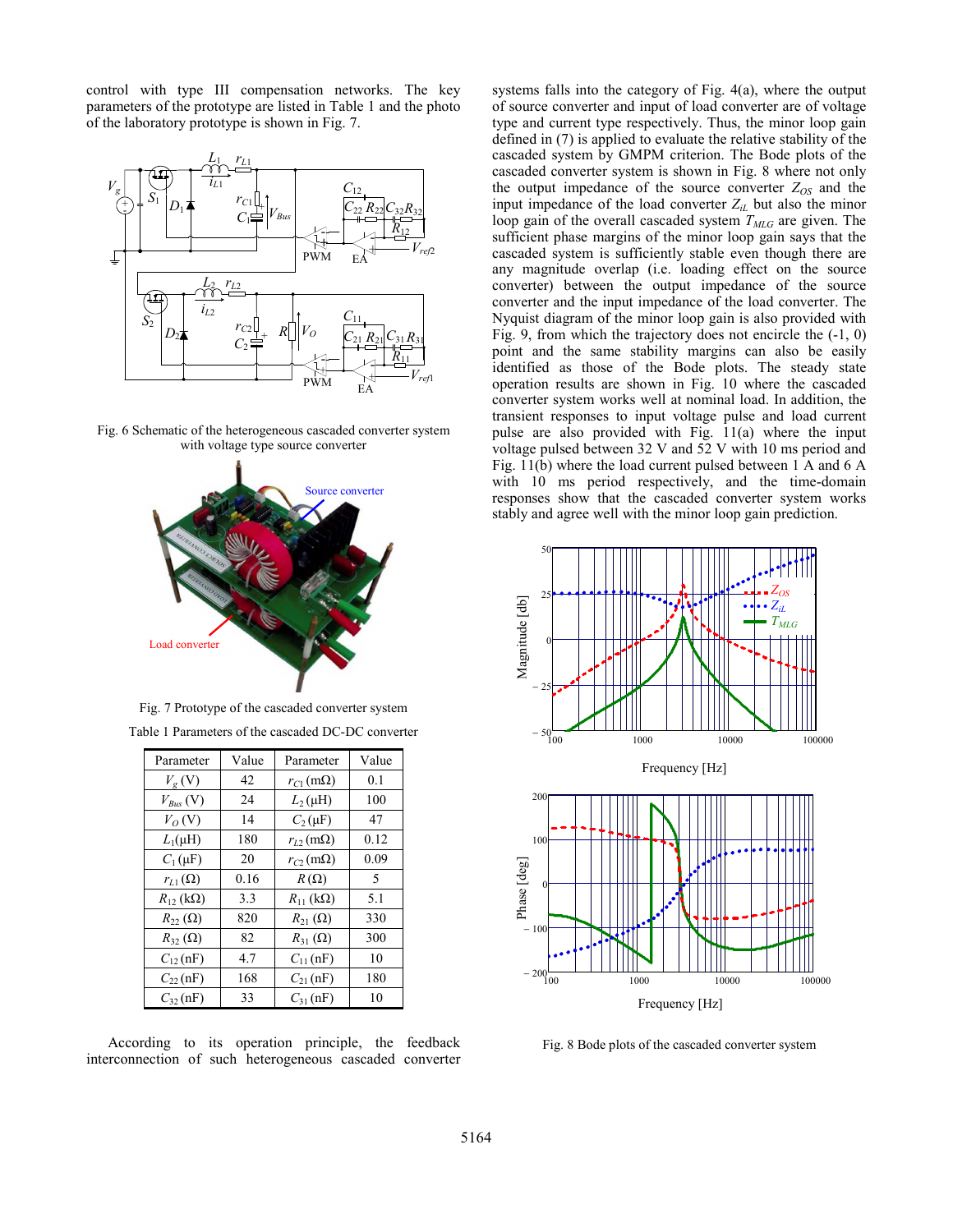control with type III compensation networks. The key parameters of the prototype are listed in Table 1 and the photo of the laboratory prototype is shown in Fig. 7.

Fig. 6 Schematic of the heterogeneous cascaded converter system with voltage type source converter

Fig. 7 Prototype of the cascaded converter system

Table 1 Parameters of the cascaded DC-DC converter

| Parameter | Value | Parameter | Value |
|---|---|---|---|
| $V_g$ (V) | 42 | $r_{C1}$ (mΩ) | 0.1 |
| $V_{Bus}$ (V) | 24 | $L_2$ (μH) | 100 |
| $V_O$ (V) | 14 | $C_2$ (μF) | 47 |
| $L_1$(μH) | 180 | $r_{L2}$ (mΩ) | 0.12 |
| $C_1$ (μF) | 20 | $r_{C2}$ (mΩ) | 0.09 |
| $r_{L1}$ (Ω) | 0.16 | $R$ (Ω) | 5 |
| $R_{12}$ (kΩ) | 3.3 | $R_{11}$ (kΩ) | 5.1 |
| $R_{22}$ (Ω) | 820 | $R_{21}$ (Ω) | 330 |
| $R_{32}$ (Ω) | 82 | $R_{31}$ (Ω) | 300 |
| $C_{12}$ (nF) | 4.7 | $C_{11}$ (nF) | 10 |
| $C_{22}$ (nF) | 168 | $C_{21}$ (nF) | 180 |
| $C_{32}$ (nF) | 33 | $C_{31}$ (nF) | 10 |

According to its operation principle, the feedback interconnection of such heterogeneous cascaded converter systems falls into the category of Fig. 4(a), where the output of source converter and input of load converter are of voltage type and current type respectively. Thus, the minor loop gain defined in (7) is applied to evaluate the relative stability of the cascaded system by GMPM criterion. The Bode plots of the cascaded converter system is shown in Fig. 8 where not only the output impedance of the source converter $Z_{OS}$ and the input impedance of the load converter $Z_{iL}$ but also the minor loop gain of the overall cascaded system $T_{MLG}$ are given. The sufficient phase margins of the minor loop gain says that the cascaded system is sufficiently stable even though there are any magnitude overlap (i.e. loading effect on the source converter) between the output impedance of the source converter and the input impedance of the load converter. The Nyquist diagram of the minor loop gain is also provided with Fig. 9, from which the trajectory does not encircle the (-1, 0) point and the same stability margins can also be easily identified as those of the Bode plots. The steady state operation results are shown in Fig. 10 where the cascaded converter system works well at nominal load. In addition, the transient responses to input voltage pulse and load current pulse are also provided with Fig. 11(a) where the input voltage pulsed between 32 V and 52 V with 10 ms period and Fig. 11(b) where the load current pulsed between 1 A and 6 A with 10 ms period respectively, and the time-domain responses show that the cascaded converter system works stably and agree well with the minor loop gain prediction.

Fig. 8 Bode plots of the cascaded converter system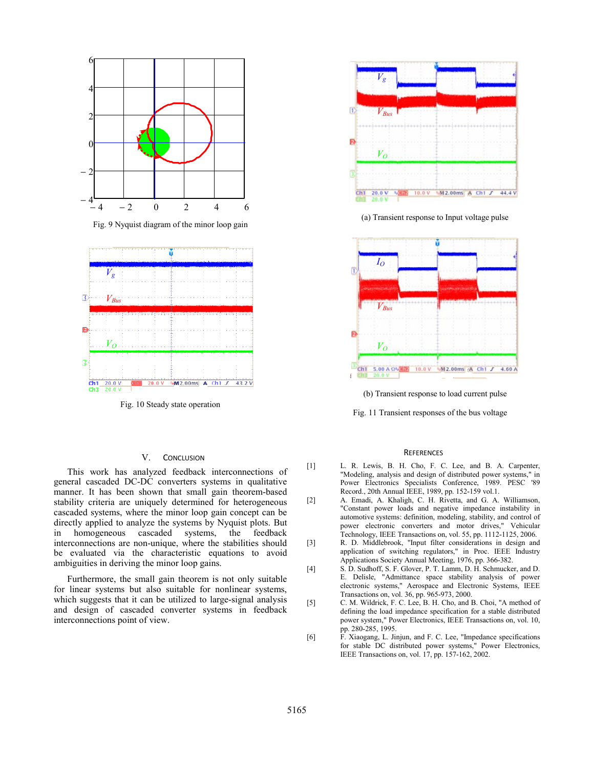Fig. 9 Nyquist diagram of the minor loop gain

Fig. 10 Steady state operation

(a) Transient response to Input voltage pulse

(b) Transient response to load current pulse

Fig. 11 Transient responses of the bus voltage

## V. Conclusion

This work has analyzed feedback interconnections of general cascaded DC-DC converters systems in qualitative manner. It has been shown that small gain theorem-based stability criteria are uniquely determined for heterogeneous cascaded systems, where the minor loop gain concept can be directly applied to analyze the systems by Nyquist plots. But in homogeneous cascaded systems, the feedback interconnections are non-unique, where the stabilities should be evaluated via the characteristic equations to avoid ambiguities in deriving the minor loop gains.

Furthermore, the small gain theorem is not only suitable for linear systems but also suitable for nonlinear systems, which suggests that it can be utilized to large-signal analysis and design of cascaded converter systems in feedback interconnections point of view.

## References

[1] L. R. Lewis, B. H. Cho, F. C. Lee, and B. A. Carpenter, "Modeling, analysis and design of distributed power systems," in Power Electronics Specialists Conference, 1989. PESC '89 Record., 20th Annual IEEE, 1989, pp. 152-159 vol.1.

[2] A. Emadi, A. Khaligh, C. H. Rivetta, and G. A. Williamson, "Constant power loads and negative impedance instability in automotive systems: definition, modeling, stability, and control of power electronic converters and motor drives," Vehicular Technology, IEEE Transactions on, vol. 55, pp. 1112-1125, 2006.

[3] R. D. Middlebrook, "Input filter considerations in design and application of switching regulators," in Proc. IEEE Industry Applications Society Annual Meeting, 1976, pp. 366-382.

[4] S. D. Sudhoff, S. F. Glover, P. T. Lamm, D. H. Schmucker, and D. E. Delisle, "Admittance space stability analysis of power electronic systems," Aerospace and Electronic Systems, IEEE Transactions on, vol. 36, pp. 965-973, 2000.

[5] C. M. Wildrick, F. C. Lee, B. H. Cho, and B. Choi, "A method of defining the load impedance specification for a stable distributed power system," Power Electronics, IEEE Transactions on, vol. 10, pp. 280-285, 1995.

[6] F. Xiaogang, L. Jinjun, and F. C. Lee, "Impedance specifications for stable DC distributed power systems," Power Electronics, IEEE Transactions on, vol. 17, pp. 157-162, 2002.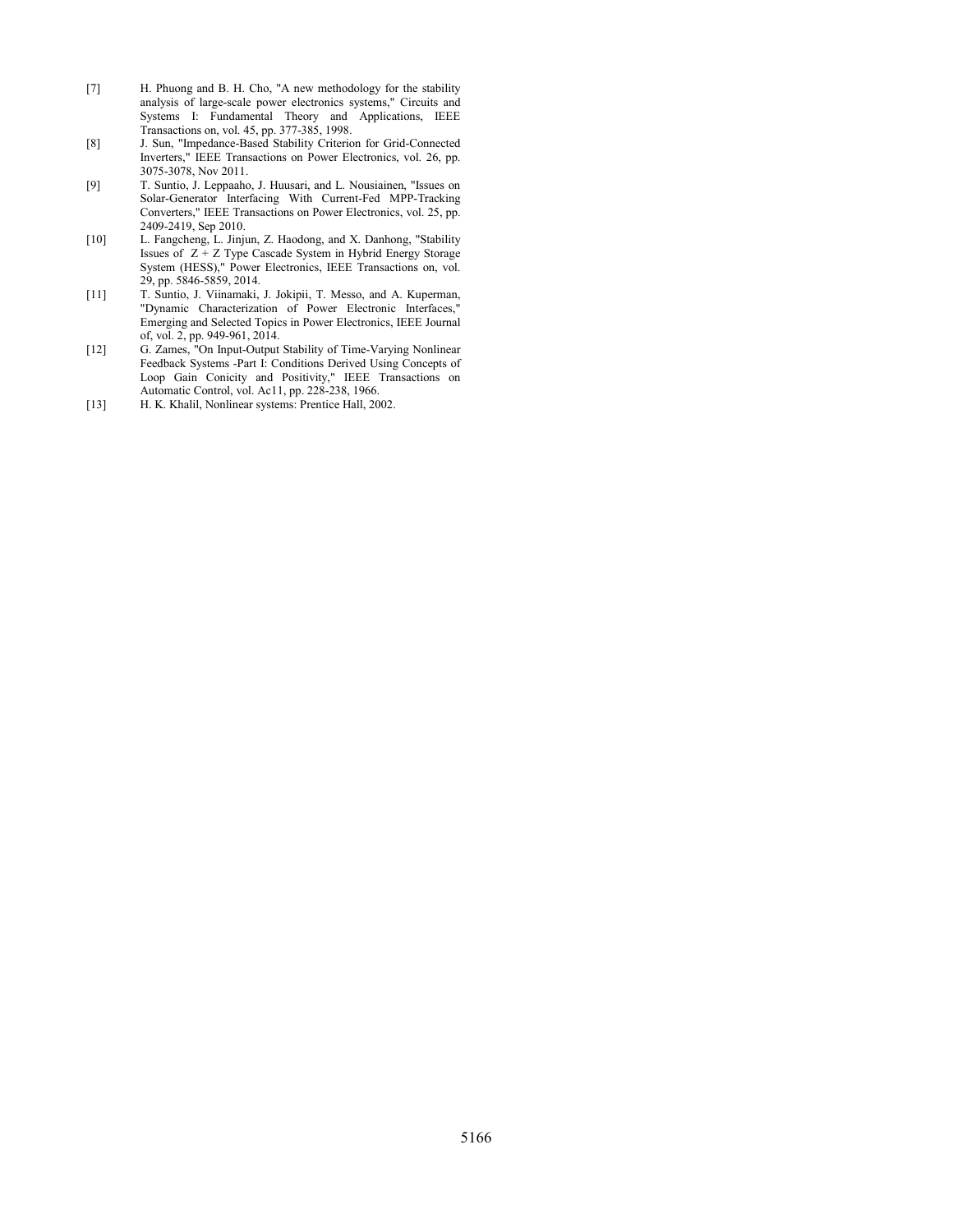[7] H. Phuong and B. H. Cho, "A new methodology for the stability analysis of large-scale power electronics systems," Circuits and Systems I: Fundamental Theory and Applications, IEEE Transactions on, vol. 45, pp. 377-385, 1998.

[8] J. Sun, "Impedance-Based Stability Criterion for Grid-Connected Inverters," IEEE Transactions on Power Electronics, vol. 26, pp. 3075-3078, Nov 2011.

[9] T. Suntio, J. Leppaaho, J. Huusari, and L. Nousiainen, "Issues on Solar-Generator Interfacing With Current-Fed MPP-Tracking Converters," IEEE Transactions on Power Electronics, vol. 25, pp. 2409-2419, Sep 2010.

[10] L. Fangcheng, L. Jinjun, Z. Haodong, and X. Danhong, "Stability Issues of Z + Z Type Cascade System in Hybrid Energy Storage System (HESS)," Power Electronics, IEEE Transactions on, vol. 29, pp. 5846-5859, 2014.

[11] T. Suntio, J. Viinamaki, J. Jokipii, T. Messo, and A. Kuperman, "Dynamic Characterization of Power Electronic Interfaces," Emerging and Selected Topics in Power Electronics, IEEE Journal of, vol. 2, pp. 949-961, 2014.

[12] G. Zames, "On Input-Output Stability of Time-Varying Nonlinear Feedback Systems -Part I: Conditions Derived Using Concepts of Loop Gain Conicity and Positivity," IEEE Transactions on Automatic Control, vol. Ac11, pp. 228-238, 1966.

[13] H. K. Khalil, Nonlinear systems: Prentice Hall, 2002.